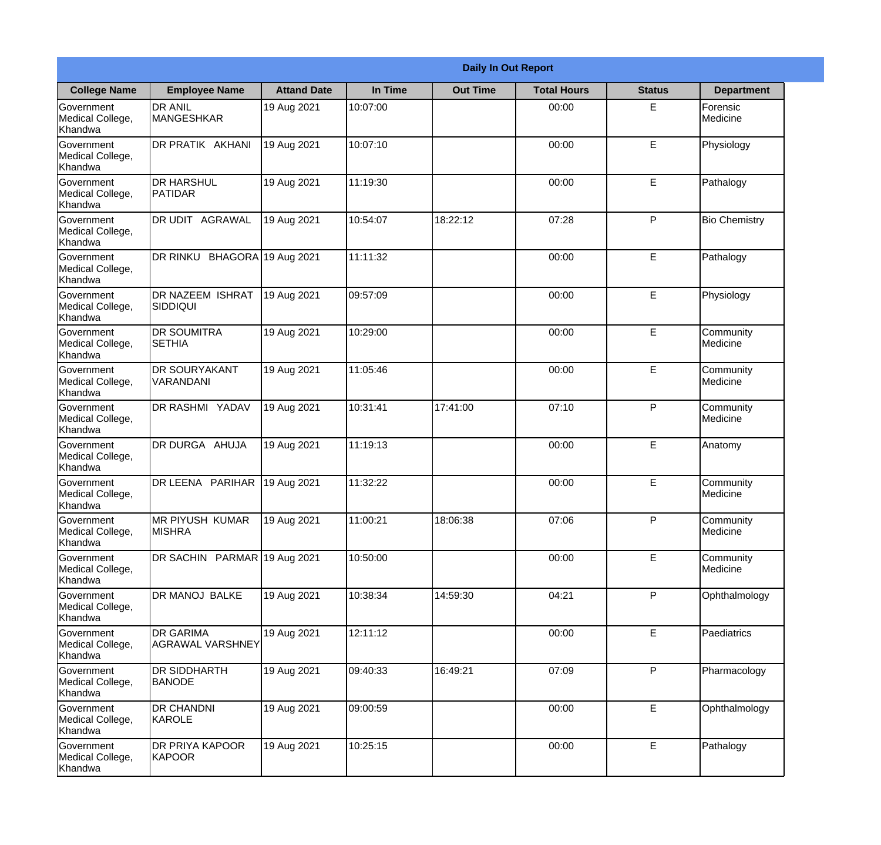**Daily In Out Report**

| College Name | Employee Name | Attand Date | In Time | Out Time | Total Hours | Status | Department |
|---|---|---|---|---|---|---|---|
| Government Medical College, Khandwa | DR ANIL MANGESHKAR | 19 Aug 2021 | 10:07:00 | | 00:00 | E | Forensic Medicine |
| Government Medical College, Khandwa | DR PRATIK AKHANI | 19 Aug 2021 | 10:07:10 | | 00:00 | E | Physiology |
| Government Medical College, Khandwa | DR HARSHUL PATIDAR | 19 Aug 2021 | 11:19:30 | | 00:00 | E | Pathalogy |
| Government Medical College, Khandwa | DR UDIT AGRAWAL | 19 Aug 2021 | 10:54:07 | 18:22:12 | 07:28 | P | Bio Chemistry |
| Government Medical College, Khandwa | DR RINKU BHAGORA | 19 Aug 2021 | 11:11:32 | | 00:00 | E | Pathalogy |
| Government Medical College, Khandwa | DR NAZEEM ISHRAT SIDDIQUI | 19 Aug 2021 | 09:57:09 | | 00:00 | E | Physiology |
| Government Medical College, Khandwa | DR SOUMITRA SETHIA | 19 Aug 2021 | 10:29:00 | | 00:00 | E | Community Medicine |
| Government Medical College, Khandwa | DR SOURYAKANT VARANDANI | 19 Aug 2021 | 11:05:46 | | 00:00 | E | Community Medicine |
| Government Medical College, Khandwa | DR RASHMI YADAV | 19 Aug 2021 | 10:31:41 | 17:41:00 | 07:10 | P | Community Medicine |
| Government Medical College, Khandwa | DR DURGA AHUJA | 19 Aug 2021 | 11:19:13 | | 00:00 | E | Anatomy |
| Government Medical College, Khandwa | DR LEENA PARIHAR | 19 Aug 2021 | 11:32:22 | | 00:00 | E | Community Medicine |
| Government Medical College, Khandwa | MR PIYUSH KUMAR MISHRA | 19 Aug 2021 | 11:00:21 | 18:06:38 | 07:06 | P | Community Medicine |
| Government Medical College, Khandwa | DR SACHIN PARMAR | 19 Aug 2021 | 10:50:00 | | 00:00 | E | Community Medicine |
| Government Medical College, Khandwa | DR MANOJ BALKE | 19 Aug 2021 | 10:38:34 | 14:59:30 | 04:21 | P | Ophthalmology |
| Government Medical College, Khandwa | DR GARIMA AGRAWAL VARSHNEY | 19 Aug 2021 | 12:11:12 | | 00:00 | E | Paediatrics |
| Government Medical College, Khandwa | DR SIDDHARTH BANODE | 19 Aug 2021 | 09:40:33 | 16:49:21 | 07:09 | P | Pharmacology |
| Government Medical College, Khandwa | DR CHANDNI KAROLE | 19 Aug 2021 | 09:00:59 | | 00:00 | E | Ophthalmology |
| Government Medical College, Khandwa | DR PRIYA KAPOOR KAPOOR | 19 Aug 2021 | 10:25:15 | | 00:00 | E | Pathalogy |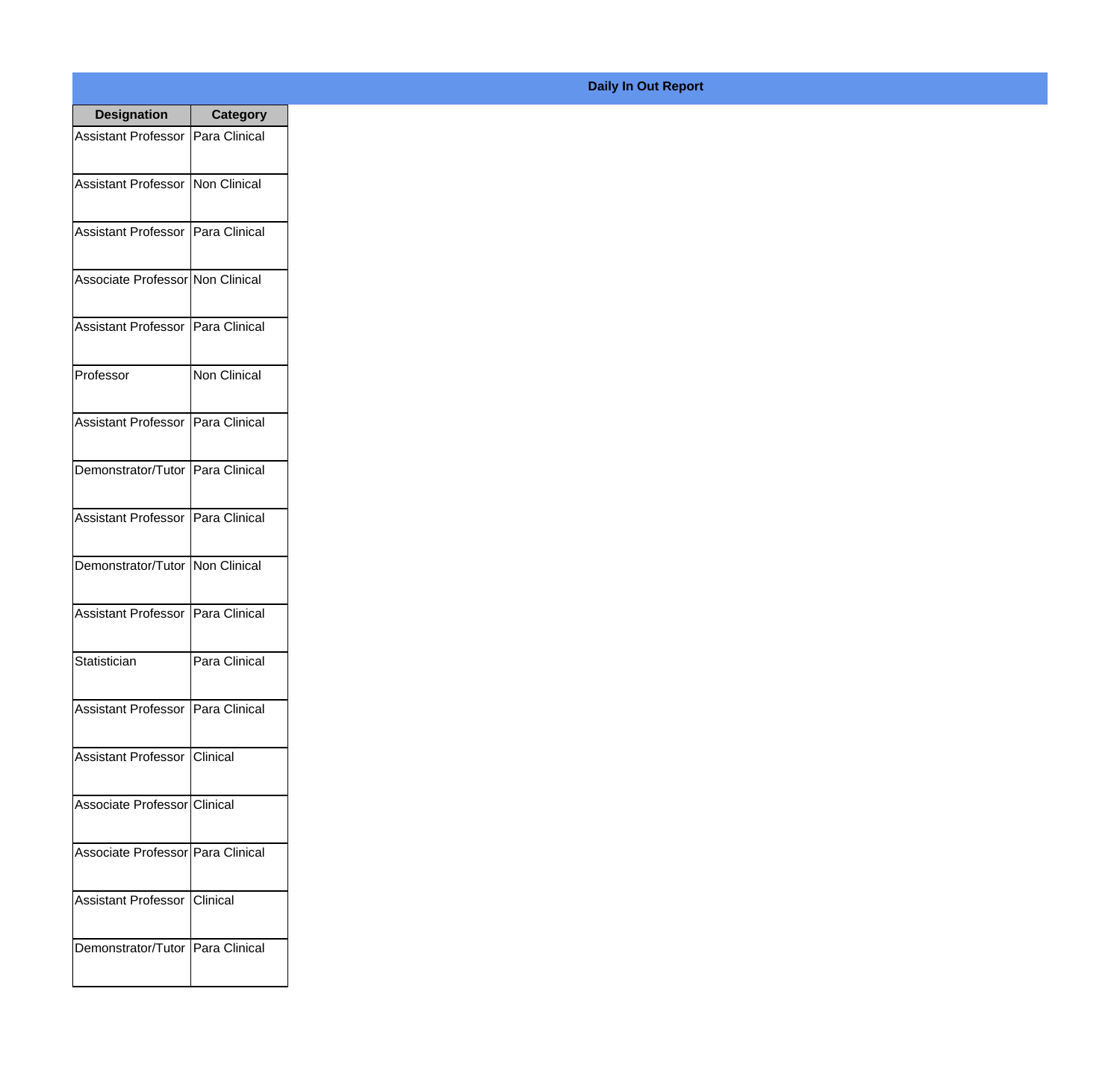**Daily In Out Report**

| Designation | Category |
|---|---|
| Assistant Professor | Para Clinical |
| Assistant Professor | Non Clinical |
| Assistant Professor | Para Clinical |
| Associate Professor | Non Clinical |
| Assistant Professor | Para Clinical |
| Professor | Non Clinical |
| Assistant Professor | Para Clinical |
| Demonstrator/Tutor | Para Clinical |
| Assistant Professor | Para Clinical |
| Demonstrator/Tutor | Non Clinical |
| Assistant Professor | Para Clinical |
| Statistician | Para Clinical |
| Assistant Professor | Para Clinical |
| Assistant Professor | Clinical |
| Associate Professor | Clinical |
| Associate Professor | Para Clinical |
| Assistant Professor | Clinical |
| Demonstrator/Tutor | Para Clinical |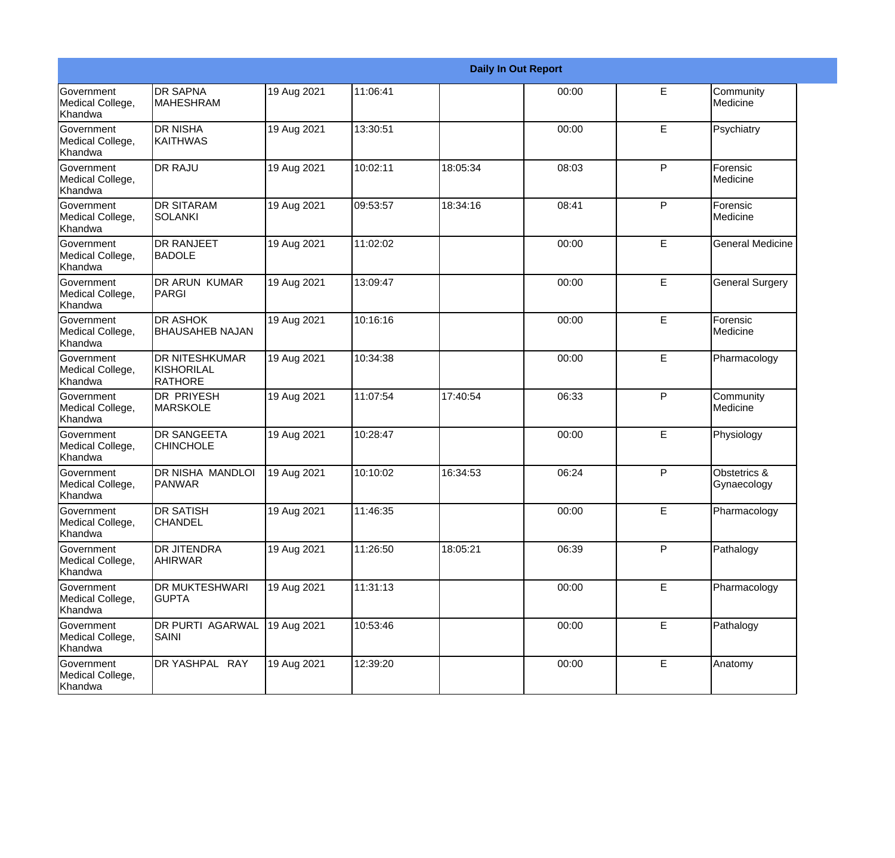| Daily In Out Report | | | | | | | |
|---|---|---|---|---|---|---|---|
| Government Medical College, Khandwa | DR SAPNA MAHESHRAM | 19 Aug 2021 | 11:06:41 | | 00:00 | E | Community Medicine |
| Government Medical College, Khandwa | DR NISHA KAITHWAS | 19 Aug 2021 | 13:30:51 | | 00:00 | E | Psychiatry |
| Government Medical College, Khandwa | DR RAJU | 19 Aug 2021 | 10:02:11 | 18:05:34 | 08:03 | P | Forensic Medicine |
| Government Medical College, Khandwa | DR SITARAM SOLANKI | 19 Aug 2021 | 09:53:57 | 18:34:16 | 08:41 | P | Forensic Medicine |
| Government Medical College, Khandwa | DR RANJEET BADOLE | 19 Aug 2021 | 11:02:02 | | 00:00 | E | General Medicine |
| Government Medical College, Khandwa | DR ARUN KUMAR PARGI | 19 Aug 2021 | 13:09:47 | | 00:00 | E | General Surgery |
| Government Medical College, Khandwa | DR ASHOK BHAUSAHEB NAJAN | 19 Aug 2021 | 10:16:16 | | 00:00 | E | Forensic Medicine |
| Government Medical College, Khandwa | DR NITESHKUMAR KISHORILAL RATHORE | 19 Aug 2021 | 10:34:38 | | 00:00 | E | Pharmacology |
| Government Medical College, Khandwa | DR PRIYESH MARSKOLE | 19 Aug 2021 | 11:07:54 | 17:40:54 | 06:33 | P | Community Medicine |
| Government Medical College, Khandwa | DR SANGEETA CHINCHOLE | 19 Aug 2021 | 10:28:47 | | 00:00 | E | Physiology |
| Government Medical College, Khandwa | DR NISHA MANDLOI PANWAR | 19 Aug 2021 | 10:10:02 | 16:34:53 | 06:24 | P | Obstetrics & Gynaecology |
| Government Medical College, Khandwa | DR SATISH CHANDEL | 19 Aug 2021 | 11:46:35 | | 00:00 | E | Pharmacology |
| Government Medical College, Khandwa | DR JITENDRA AHIRWAR | 19 Aug 2021 | 11:26:50 | 18:05:21 | 06:39 | P | Pathalogy |
| Government Medical College, Khandwa | DR MUKTESHWARI GUPTA | 19 Aug 2021 | 11:31:13 | | 00:00 | E | Pharmacology |
| Government Medical College, Khandwa | DR PURTI AGARWAL SAINI | 19 Aug 2021 | 10:53:46 | | 00:00 | E | Pathalogy |
| Government Medical College, Khandwa | DR YASHPAL RAY | 19 Aug 2021 | 12:39:20 | | 00:00 | E | Anatomy |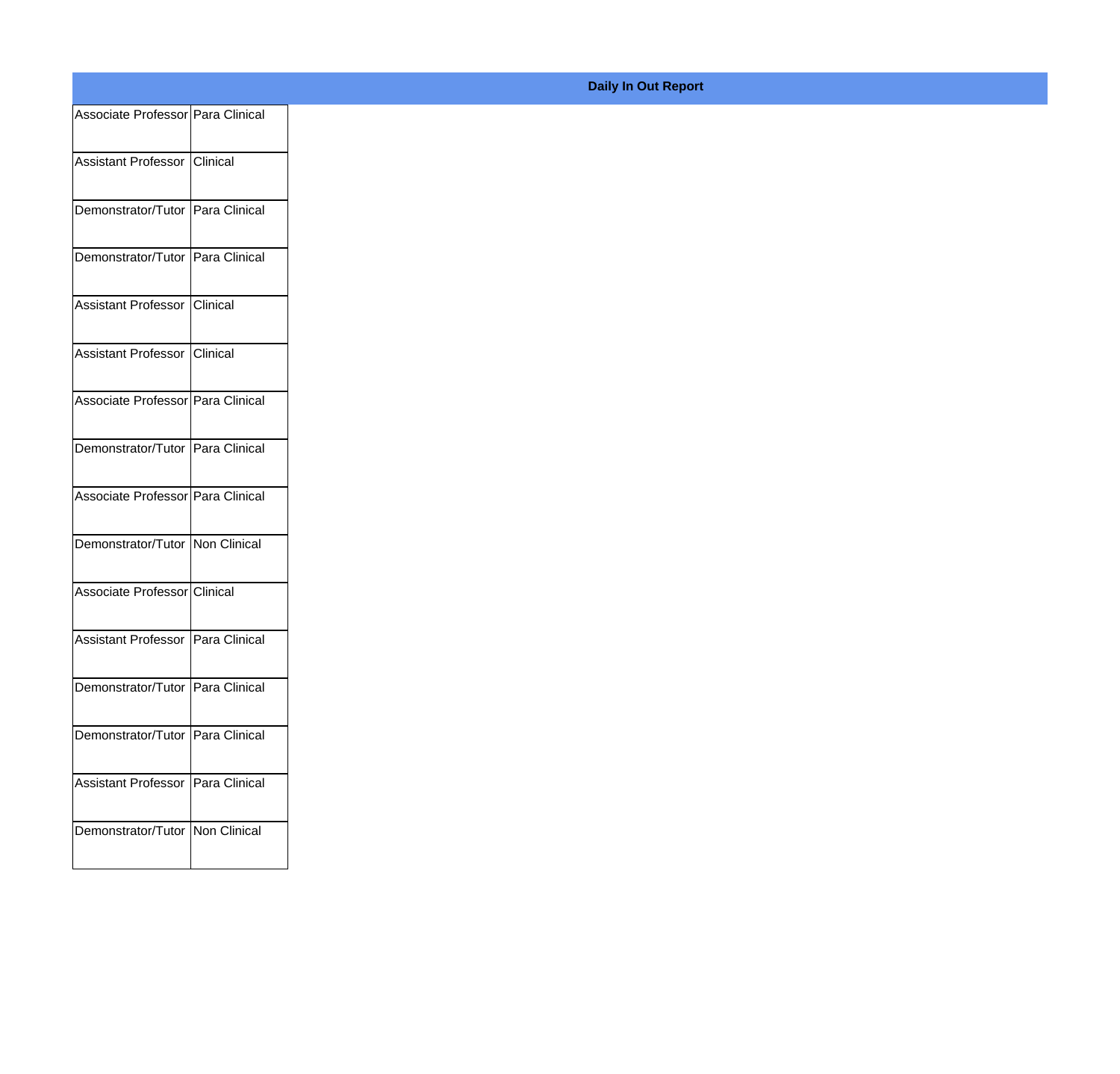**Daily In Out Report**

| | |
|---|---|
| Associate Professor | Para Clinical |
| Assistant Professor | Clinical |
| Demonstrator/Tutor | Para Clinical |
| Demonstrator/Tutor | Para Clinical |
| Assistant Professor | Clinical |
| Assistant Professor | Clinical |
| Associate Professor | Para Clinical |
| Demonstrator/Tutor | Para Clinical |
| Associate Professor | Para Clinical |
| Demonstrator/Tutor | Non Clinical |
| Associate Professor | Clinical |
| Assistant Professor | Para Clinical |
| Demonstrator/Tutor | Para Clinical |
| Demonstrator/Tutor | Para Clinical |
| Assistant Professor | Para Clinical |
| Demonstrator/Tutor | Non Clinical |